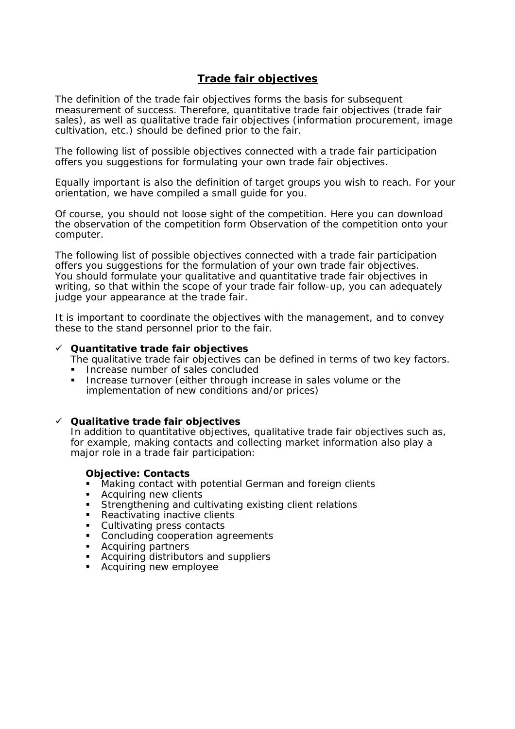# Trade fair objectives

The definition of the trade fair objectives forms the basis for subsequent measurement of success. Therefore, quantitative trade fair objectives (trade fair sales), as well as qualitative trade fair objectives (information procurement, image cultivation, etc.) should be defined prior to the fair.

The following list of possible objectives connected with a trade fair participation offers you suggestions for formulating your own trade fair objectives.

Equally important is also the definition of target groups you wish to reach. For your orientation, we have compiled a small guide for you.

Of course, you should not loose sight of the competition. Here you can download the observation of the competition form Observation of the competition onto your computer.

The following list of possible objectives connected with a trade fair participation offers you suggestions for the formulation of your own trade fair objectives. You should formulate your qualitative and quantitative trade fair objectives in writing, so that within the scope of your trade fair follow-up, you can adequately judge your appearance at the trade fair.

It is important to coordinate the objectives with the management, and to convey these to the stand personnel prior to the fair.

- ✓ **Quantitative trade fair objectives**
  The qualitative trade fair objectives can be defined in terms of two key factors.
  - Increase number of sales concluded
  - Increase turnover (either through increase in sales volume or the implementation of new conditions and/or prices)

- ✓ **Qualitative trade fair objectives**
  In addition to quantitative objectives, qualitative trade fair objectives such as, for example, making contacts and collecting market information also play a major role in a trade fair participation:

  **Objective: Contacts**
  - Making contact with potential German and foreign clients
  - Acquiring new clients
  - Strengthening and cultivating existing client relations
  - Reactivating inactive clients
  - Cultivating press contacts
  - Concluding cooperation agreements
  - Acquiring partners
  - Acquiring distributors and suppliers
  - Acquiring new employee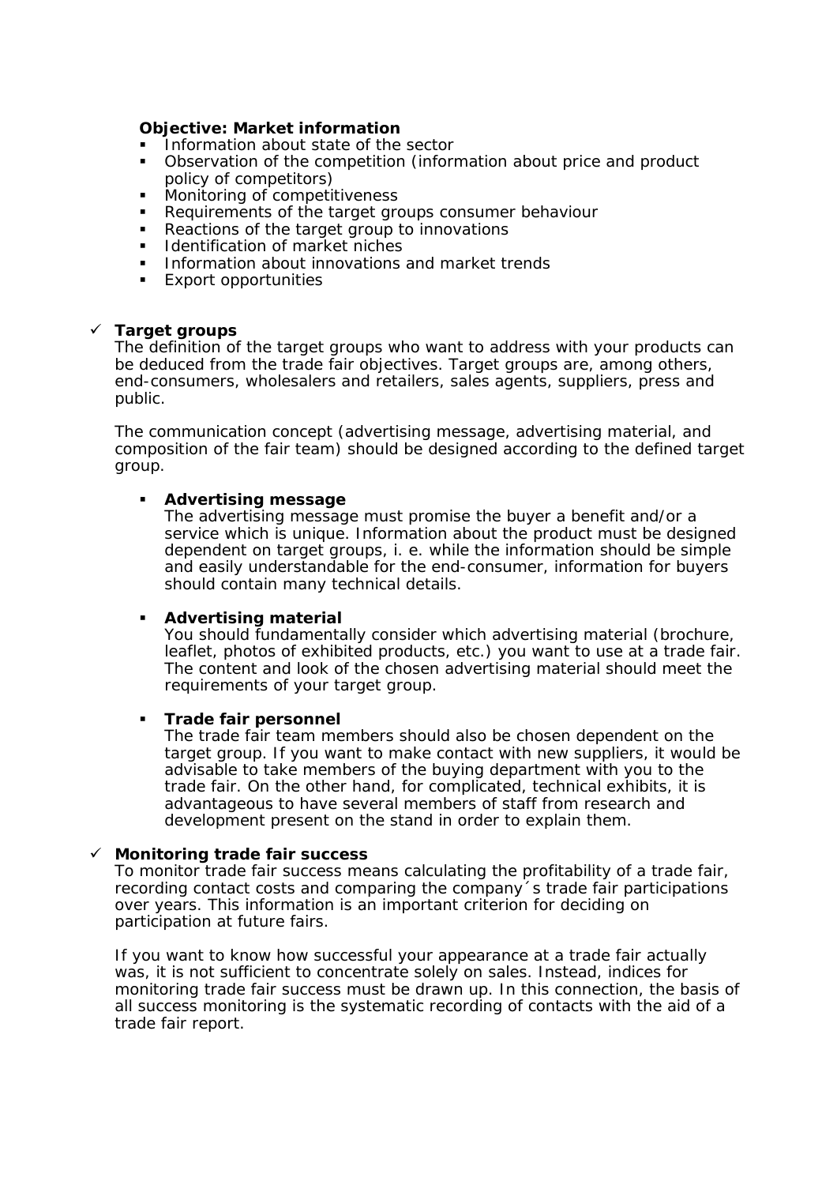**Objective: Market information**

- Information about state of the sector
- Observation of the competition (information about price and product policy of competitors)
- Monitoring of competitiveness
- Requirements of the target groups consumer behaviour
- Reactions of the target group to innovations
- Identification of market niches
- Information about innovations and market trends
- Export opportunities

✓ **Target groups**

The definition of the target groups who want to address with your products can be deduced from the trade fair objectives. Target groups are, among others, end-consumers, wholesalers and retailers, sales agents, suppliers, press and public.

The communication concept (advertising message, advertising material, and composition of the fair team) should be designed according to the defined target group.

- **Advertising message**
  The advertising message must promise the buyer a benefit and/or a service which is unique. Information about the product must be designed dependent on target groups, i. e. while the information should be simple and easily understandable for the end-consumer, information for buyers should contain many technical details.

- **Advertising material**
  You should fundamentally consider which advertising material (brochure, leaflet, photos of exhibited products, etc.) you want to use at a trade fair. The content and look of the chosen advertising material should meet the requirements of your target group.

- **Trade fair personnel**
  The trade fair team members should also be chosen dependent on the target group. If you want to make contact with new suppliers, it would be advisable to take members of the buying department with you to the trade fair. On the other hand, for complicated, technical exhibits, it is advantageous to have several members of staff from research and development present on the stand in order to explain them.

✓ **Monitoring trade fair success**

To monitor trade fair success means calculating the profitability of a trade fair, recording contact costs and comparing the company´s trade fair participations over years. This information is an important criterion for deciding on participation at future fairs.

If you want to know how successful your appearance at a trade fair actually was, it is not sufficient to concentrate solely on sales. Instead, indices for monitoring trade fair success must be drawn up. In this connection, the basis of all success monitoring is the systematic recording of contacts with the aid of a trade fair report.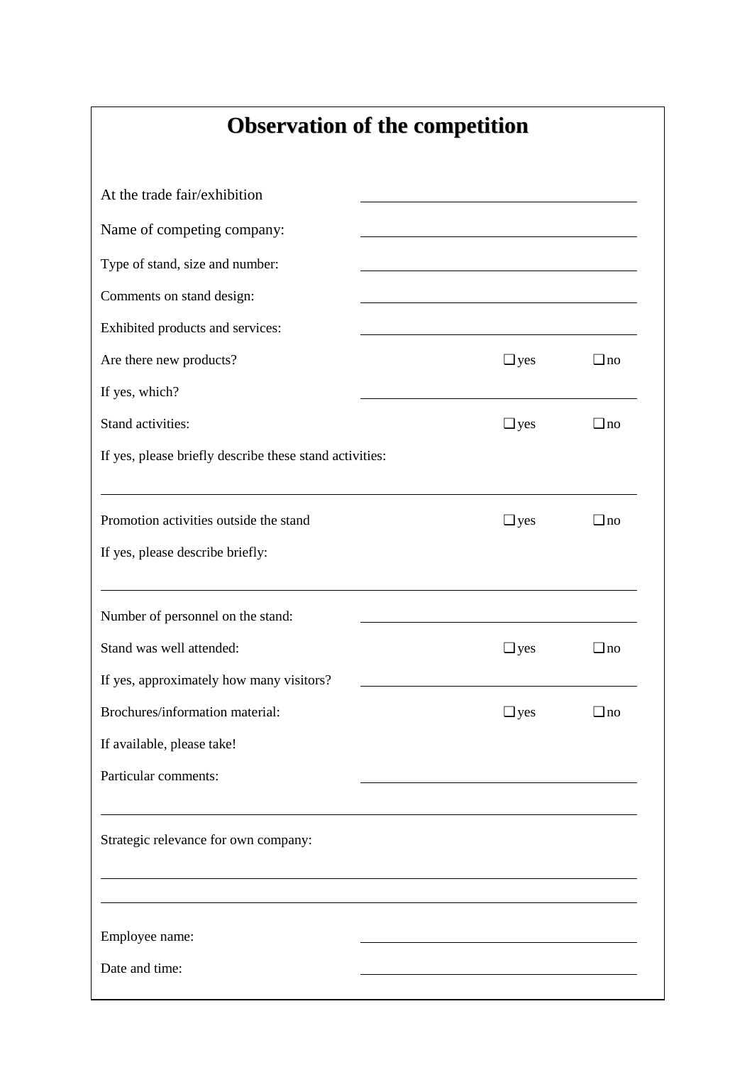# Observation of the competition

At the trade fair/exhibition \_\_\_\_\_\_\_\_\_\_\_\_\_\_\_\_\_\_\_\_\_\_\_\_\_\_\_\_

Name of competing company: \_\_\_\_\_\_\_\_\_\_\_\_\_\_\_\_\_\_\_\_\_\_\_\_\_\_\_\_

Type of stand, size and number: \_\_\_\_\_\_\_\_\_\_\_\_\_\_\_\_\_\_\_\_\_\_\_\_\_\_\_\_

Comments on stand design: \_\_\_\_\_\_\_\_\_\_\_\_\_\_\_\_\_\_\_\_\_\_\_\_\_\_\_\_

Exhibited products and services: \_\_\_\_\_\_\_\_\_\_\_\_\_\_\_\_\_\_\_\_\_\_\_\_\_\_\_\_

Are there new products? ❑ yes ❑ no

If yes, which? \_\_\_\_\_\_\_\_\_\_\_\_\_\_\_\_\_\_\_\_\_\_\_\_\_\_\_\_

Stand activities: ❑ yes ❑ no

If yes, please briefly describe these stand activities:

\_\_\_\_\_\_\_\_\_\_\_\_\_\_\_\_\_\_\_\_\_\_\_\_\_\_\_\_\_\_\_\_\_\_\_\_\_\_\_\_\_\_\_\_\_\_\_\_\_\_\_\_

Promotion activities outside the stand ❑ yes ❑ no

If yes, please describe briefly:

\_\_\_\_\_\_\_\_\_\_\_\_\_\_\_\_\_\_\_\_\_\_\_\_\_\_\_\_\_\_\_\_\_\_\_\_\_\_\_\_\_\_\_\_\_\_\_\_\_\_\_\_

Number of personnel on the stand: \_\_\_\_\_\_\_\_\_\_\_\_\_\_\_\_\_\_\_\_\_\_\_\_\_\_\_\_

Stand was well attended: ❑ yes ❑ no

If yes, approximately how many visitors? \_\_\_\_\_\_\_\_\_\_\_\_\_\_\_\_\_\_\_\_\_\_\_\_\_\_\_\_

Brochures/information material: ❑ yes ❑ no

If available, please take!

Particular comments: \_\_\_\_\_\_\_\_\_\_\_\_\_\_\_\_\_\_\_\_\_\_\_\_\_\_\_\_

\_\_\_\_\_\_\_\_\_\_\_\_\_\_\_\_\_\_\_\_\_\_\_\_\_\_\_\_\_\_\_\_\_\_\_\_\_\_\_\_\_\_\_\_\_\_\_\_\_\_\_\_

Strategic relevance for own company:

\_\_\_\_\_\_\_\_\_\_\_\_\_\_\_\_\_\_\_\_\_\_\_\_\_\_\_\_\_\_\_\_\_\_\_\_\_\_\_\_\_\_\_\_\_\_\_\_\_\_\_\_

\_\_\_\_\_\_\_\_\_\_\_\_\_\_\_\_\_\_\_\_\_\_\_\_\_\_\_\_\_\_\_\_\_\_\_\_\_\_\_\_\_\_\_\_\_\_\_\_\_\_\_\_

Employee name: \_\_\_\_\_\_\_\_\_\_\_\_\_\_\_\_\_\_\_\_\_\_\_\_\_\_\_\_

Date and time: \_\_\_\_\_\_\_\_\_\_\_\_\_\_\_\_\_\_\_\_\_\_\_\_\_\_\_\_